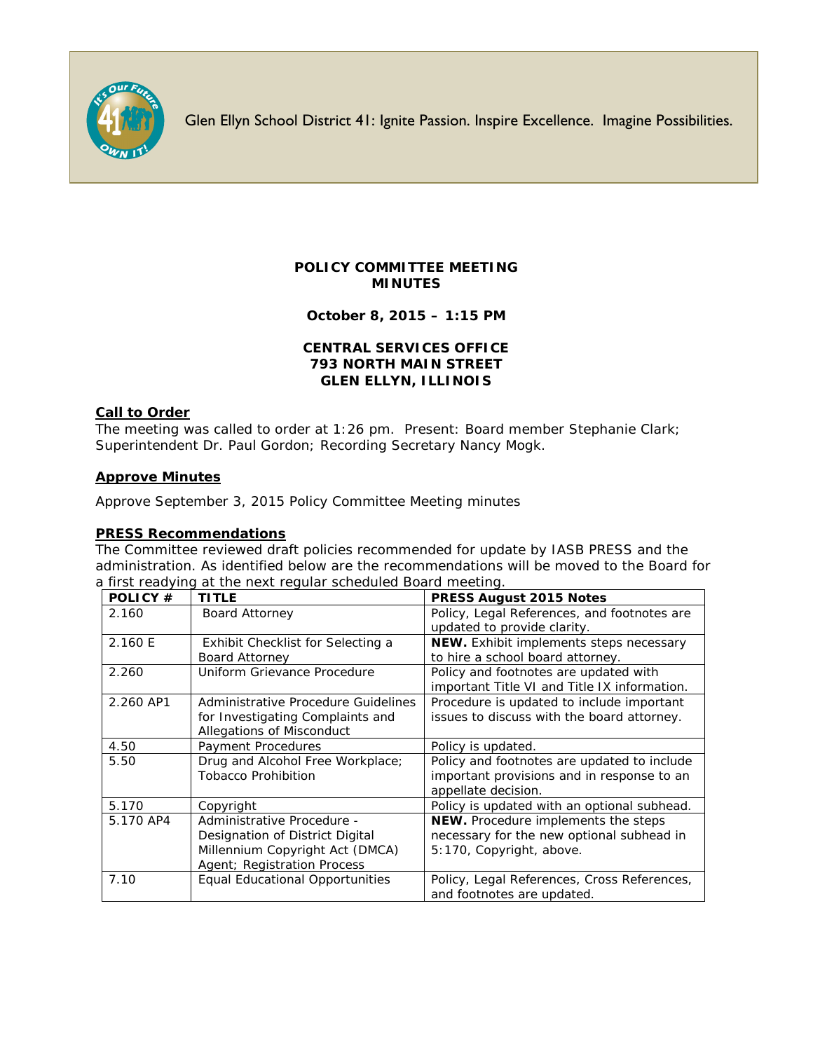Glen Ellyn School District 41: Ignite Passion. Inspire Excellence. Imagine Possibilities.

**POLICY COMMITTEE MEETING**
**MINUTES**

**October 8, 2015 – 1:15 PM**

**CENTRAL SERVICES OFFICE**
**793 NORTH MAIN STREET**
**GLEN ELLYN, ILLINOIS**

## Call to Order

The meeting was called to order at 1:26 pm. Present: Board member Stephanie Clark; Superintendent Dr. Paul Gordon; Recording Secretary Nancy Mogk.

## Approve Minutes

Approve September 3, 2015 Policy Committee Meeting minutes

## PRESS Recommendations

The Committee reviewed draft policies recommended for update by IASB PRESS and the administration. As identified below are the recommendations will be moved to the Board for a first readying at the next regular scheduled Board meeting.

| POLICY # | TITLE | PRESS August 2015 Notes |
|---|---|---|
| 2.160 | Board Attorney | Policy, Legal References, and footnotes are updated to provide clarity. |
| 2.160 E | Exhibit Checklist for Selecting a Board Attorney | **NEW.** Exhibit implements steps necessary to hire a school board attorney. |
| 2.260 | Uniform Grievance Procedure | Policy and footnotes are updated with important Title VI and Title IX information. |
| 2.260 AP1 | Administrative Procedure Guidelines for Investigating Complaints and Allegations of Misconduct | Procedure is updated to include important issues to discuss with the board attorney. |
| 4.50 | Payment Procedures | Policy is updated. |
| 5.50 | Drug and Alcohol Free Workplace; Tobacco Prohibition | Policy and footnotes are updated to include important provisions and in response to an appellate decision. |
| 5.170 | Copyright | Policy is updated with an optional subhead. |
| 5.170 AP4 | Administrative Procedure - Designation of District Digital Millennium Copyright Act (DMCA) Agent; Registration Process | **NEW.** Procedure implements the steps necessary for the new optional subhead in 5:170, Copyright, above. |
| 7.10 | Equal Educational Opportunities | Policy, Legal References, Cross References, and footnotes are updated. |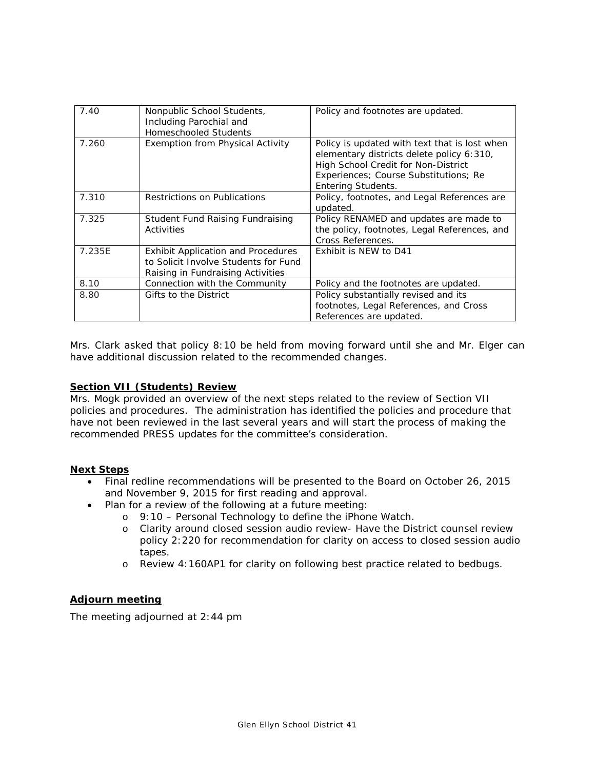| | | |
|---|---|---|
| 7.40 | Nonpublic School Students, Including Parochial and Homeschooled Students | Policy and footnotes are updated. |
| 7.260 | Exemption from Physical Activity | Policy is updated with text that is lost when elementary districts delete policy 6:310, High School Credit for Non-District Experiences; Course Substitutions; Re Entering Students. |
| 7.310 | Restrictions on Publications | Policy, footnotes, and Legal References are updated. |
| 7.325 | Student Fund Raising Fundraising Activities | Policy RENAMED and updates are made to the policy, footnotes, Legal References, and Cross References. |
| 7.235E | Exhibit Application and Procedures to Solicit Involve Students for Fund Raising in Fundraising Activities | Exhibit is NEW to D41 |
| 8.10 | Connection with the Community | Policy and the footnotes are updated. |
| 8.80 | Gifts to the District | Policy substantially revised and its footnotes, Legal References, and Cross References are updated. |

Mrs. Clark asked that policy 8:10 be held from moving forward until she and Mr. Elger can have additional discussion related to the recommended changes.

**Section VII (Students) Review**

Mrs. Mogk provided an overview of the next steps related to the review of Section VII policies and procedures. The administration has identified the policies and procedure that have not been reviewed in the last several years and will start the process of making the recommended PRESS updates for the committee's consideration.

**Next Steps**

- Final redline recommendations will be presented to the Board on October 26, 2015 and November 9, 2015 for first reading and approval.
- Plan for a review of the following at a future meeting:
  - 9:10 – Personal Technology to define the iPhone Watch.
  - Clarity around closed session audio review- Have the District counsel review policy 2:220 for recommendation for clarity on access to closed session audio tapes.
  - Review 4:160AP1 for clarity on following best practice related to bedbugs.

**Adjourn meeting**

The meeting adjourned at 2:44 pm